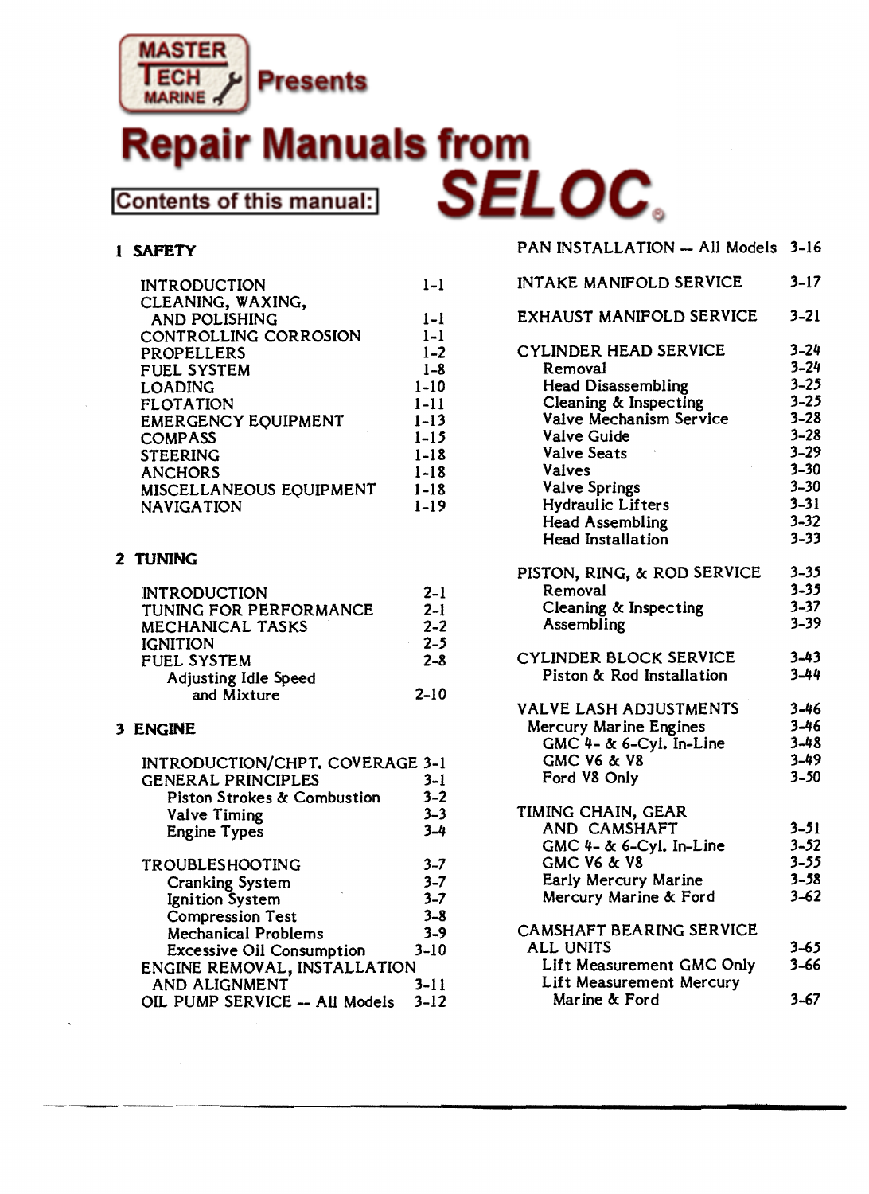MASTER TECH MARINE Presents

# Repair Manuals from SELOC

**Contents of this manual:**

## 1 SAFETY

| | |
|---|---|
| INTRODUCTION | 1-1 |
| CLEANING, WAXING, AND POLISHING | 1-1 |
| CONTROLLING CORROSION | 1-1 |
| PROPELLERS | 1-2 |
| FUEL SYSTEM | 1-8 |
| LOADING | 1-10 |
| FLOTATION | 1-11 |
| EMERGENCY EQUIPMENT | 1-13 |
| COMPASS | 1-15 |
| STEERING | 1-18 |
| ANCHORS | 1-18 |
| MISCELLANEOUS EQUIPMENT | 1-18 |
| NAVIGATION | 1-19 |

## 2 TUNING

| | |
|---|---|
| INTRODUCTION | 2-1 |
| TUNING FOR PERFORMANCE | 2-1 |
| MECHANICAL TASKS | 2-2 |
| IGNITION | 2-5 |
| FUEL SYSTEM | 2-8 |
| Adjusting Idle Speed and Mixture | 2-10 |

## 3 ENGINE

| | |
|---|---|
| INTRODUCTION/CHPT. COVERAGE | 3-1 |
| GENERAL PRINCIPLES | 3-1 |
| Piston Strokes & Combustion | 3-2 |
| Valve Timing | 3-3 |
| Engine Types | 3-4 |
| TROUBLESHOOTING | 3-7 |
| Cranking System | 3-7 |
| Ignition System | 3-7 |
| Compression Test | 3-8 |
| Mechanical Problems | 3-9 |
| Excessive Oil Consumption | 3-10 |
| ENGINE REMOVAL, INSTALLATION AND ALIGNMENT | 3-11 |
| OIL PUMP SERVICE -- All Models | 3-12 |
| PAN INSTALLATION -- All Models | 3-16 |
| INTAKE MANIFOLD SERVICE | 3-17 |
| EXHAUST MANIFOLD SERVICE | 3-21 |
| CYLINDER HEAD SERVICE | 3-24 |
| Removal | 3-24 |
| Head Disassembling | 3-25 |
| Cleaning & Inspecting | 3-25 |
| Valve Mechanism Service | 3-28 |
| Valve Guide | 3-28 |
| Valve Seats | 3-29 |
| Valves | 3-30 |
| Valve Springs | 3-30 |
| Hydraulic Lifters | 3-31 |
| Head Assembling | 3-32 |
| Head Installation | 3-33 |
| PISTON, RING, & ROD SERVICE | 3-35 |
| Removal | 3-35 |
| Cleaning & Inspecting | 3-37 |
| Assembling | 3-39 |
| CYLINDER BLOCK SERVICE | 3-43 |
| Piston & Rod Installation | 3-44 |
| VALVE LASH ADJUSTMENTS | 3-46 |
| Mercury Marine Engines | 3-46 |
| GMC 4- & 6-Cyl. In-Line | 3-48 |
| GMC V6 & V8 | 3-49 |
| Ford V8 Only | 3-50 |
| TIMING CHAIN, GEAR AND CAMSHAFT | 3-51 |
| GMC 4- & 6-Cyl. In-Line | 3-52 |
| GMC V6 & V8 | 3-55 |
| Early Mercury Marine | 3-58 |
| Mercury Marine & Ford | 3-62 |
| CAMSHAFT BEARING SERVICE ALL UNITS | 3-65 |
| Lift Measurement GMC Only | 3-66 |
| Lift Measurement Mercury Marine & Ford | 3-67 |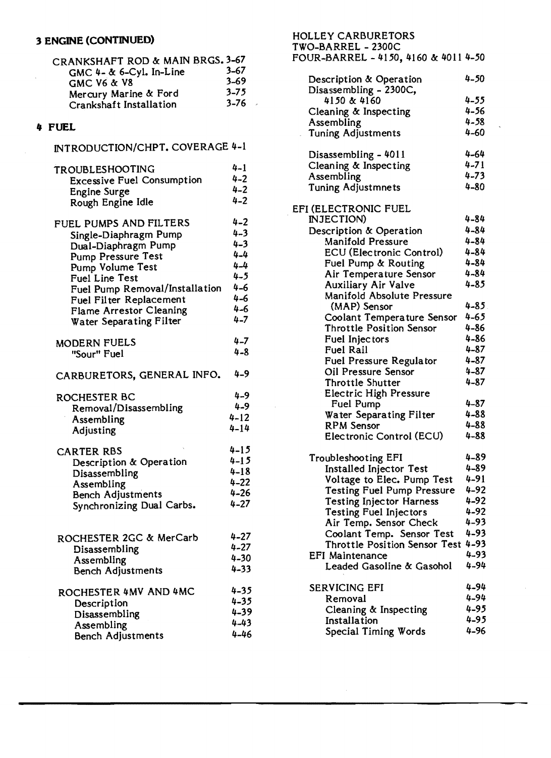## 3 ENGINE (CONTINUED)

| | |
|---|---|
| CRANKSHAFT ROD & MAIN BRGS. | 3-67 |
| GMC 4- & 6-Cyl. In-Line | 3-67 |
| GMC V6 & V8 | 3-69 |
| Mercury Marine & Ford | 3-75 |
| Crankshaft Installation | 3-76 |

## 4 FUEL

| | |
|---|---|
| INTRODUCTION/CHPT. COVERAGE | 4-1 |
| TROUBLESHOOTING | 4-1 |
| Excessive Fuel Consumption | 4-2 |
| Engine Surge | 4-2 |
| Rough Engine Idle | 4-2 |
| FUEL PUMPS AND FILTERS | 4-2 |
| Single-Diaphragm Pump | 4-3 |
| Dual-Diaphragm Pump | 4-3 |
| Pump Pressure Test | 4-4 |
| Pump Volume Test | 4-4 |
| Fuel Line Test | 4-5 |
| Fuel Pump Removal/Installation | 4-6 |
| Fuel Filter Replacement | 4-6 |
| Flame Arrestor Cleaning | 4-6 |
| Water Separating Filter | 4-7 |
| MODERN FUELS | 4-7 |
| "Sour" Fuel | 4-8 |
| CARBURETORS, GENERAL INFO. | 4-9 |
| ROCHESTER BC | 4-9 |
| Removal/Disassembling | 4-9 |
| Assembling | 4-12 |
| Adjusting | 4-14 |
| CARTER RBS | 4-15 |
| Description & Operation | 4-15 |
| Disassembling | 4-18 |
| Assembling | 4-22 |
| Bench Adjustments | 4-26 |
| Synchronizing Dual Carbs. | 4-27 |
| ROCHESTER 2GC & MerCarb | 4-27 |
| Disassembling | 4-27 |
| Assembling | 4-30 |
| Bench Adjustments | 4-33 |
| ROCHESTER 4MV AND 4MC | 4-35 |
| Description | 4-35 |
| Disassembling | 4-39 |
| Assembling | 4-43 |
| Bench Adjustments | 4-46 |
| HOLLEY CARBURETORS TWO-BARREL - 2300C FOUR-BARREL - 4150, 4160 & 4011 | 4-50 |
| Description & Operation | 4-50 |
| Disassembling - 2300C, 4150 & 4160 | 4-55 |
| Cleaning & Inspecting | 4-56 |
| Assembling | 4-58 |
| Tuning Adjustments | 4-60 |
| Disassembling - 4011 | 4-64 |
| Cleaning & Inspecting | 4-71 |
| Assembling | 4-73 |
| Tuning Adjustmnets | 4-80 |
| EFI (ELECTRONIC FUEL INJECTION) | 4-84 |
| Description & Operation | 4-84 |
| Manifold Pressure | 4-84 |
| ECU (Electronic Control) | 4-84 |
| Fuel Pump & Routing | 4-84 |
| Air Temperature Sensor | 4-84 |
| Auxiliary Air Valve | 4-85 |
| Manifold Absolute Pressure (MAP) Sensor | 4-85 |
| Coolant Temperature Sensor | 4-65 |
| Throttle Position Sensor | 4-86 |
| Fuel Injectors | 4-86 |
| Fuel Rail | 4-87 |
| Fuel Pressure Regulator | 4-87 |
| Oil Pressure Sensor | 4-87 |
| Throttle Shutter | 4-87 |
| Electric High Pressure Fuel Pump | 4-87 |
| Water Separating Filter | 4-88 |
| RPM Sensor | 4-88 |
| Electronic Control (ECU) | 4-88 |
| Troubleshooting EFI | 4-89 |
| Installed Injector Test | 4-89 |
| Voltage to Elec. Pump Test | 4-91 |
| Testing Fuel Pump Pressure | 4-92 |
| Testing Injector Harness | 4-92 |
| Testing Fuel Injectors | 4-92 |
| Air Temp. Sensor Check | 4-93 |
| Coolant Temp. Sensor Test | 4-93 |
| Throttle Position Sensor Test | 4-93 |
| EFI Maintenance | 4-93 |
| Leaded Gasoline & Gasohol | 4-94 |
| SERVICING EFI | 4-94 |
| Removal | 4-94 |
| Cleaning & Inspecting | 4-95 |
| Installation | 4-95 |
| Special Timing Words | 4-96 |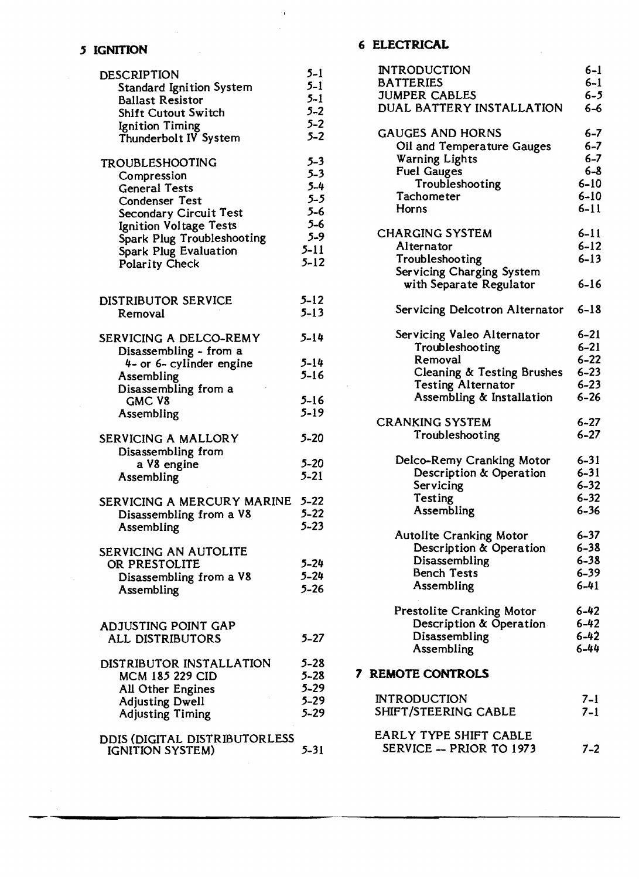## 5 IGNITION

| | |
|---|---|
| DESCRIPTION | 5-1 |
| Standard Ignition System | 5-1 |
| Ballast Resistor | 5-1 |
| Shift Cutout Switch | 5-2 |
| Ignition Timing | 5-2 |
| Thunderbolt IV System | 5-2 |
| TROUBLESHOOTING | 5-3 |
| Compression | 5-3 |
| General Tests | 5-4 |
| Condenser Test | 5-5 |
| Secondary Circuit Test | 5-6 |
| Ignition Voltage Tests | 5-6 |
| Spark Plug Troubleshooting | 5-9 |
| Spark Plug Evaluation | 5-11 |
| Polarity Check | 5-12 |
| DISTRIBUTOR SERVICE | 5-12 |
| Removal | 5-13 |
| SERVICING A DELCO-REMY | 5-14 |
| Disassembling - from a 4- or 6- cylinder engine | 5-14 |
| Assembling | 5-16 |
| Disassembling from a GMC V8 | 5-16 |
| Assembling | 5-19 |
| SERVICING A MALLORY | 5-20 |
| Disassembling from a V8 engine | 5-20 |
| Assembling | 5-21 |
| SERVICING A MERCURY MARINE | 5-22 |
| Disassembling from a V8 | 5-22 |
| Assembling | 5-23 |
| SERVICING AN AUTOLITE OR PRESTOLITE | 5-24 |
| Disassembling from a V8 | 5-24 |
| Assembling | 5-26 |
| ADJUSTING POINT GAP ALL DISTRIBUTORS | 5-27 |
| DISTRIBUTOR INSTALLATION | 5-28 |
| MCM 185 229 CID | 5-28 |
| All Other Engines | 5-29 |
| Adjusting Dwell | 5-29 |
| Adjusting Timing | 5-29 |
| DDIS (DIGITAL DISTRIBUTORLESS IGNITION SYSTEM) | 5-31 |

## 6 ELECTRICAL

| | |
|---|---|
| INTRODUCTION | 6-1 |
| BATTERIES | 6-1 |
| JUMPER CABLES | 6-5 |
| DUAL BATTERY INSTALLATION | 6-6 |
| GAUGES AND HORNS | 6-7 |
| Oil and Temperature Gauges | 6-7 |
| Warning Lights | 6-7 |
| Fuel Gauges | 6-8 |
| Troubleshooting | 6-10 |
| Tachometer | 6-10 |
| Horns | 6-11 |
| CHARGING SYSTEM | 6-11 |
| Alternator | 6-12 |
| Troubleshooting | 6-13 |
| Servicing Charging System with Separate Regulator | 6-16 |
| Servicing Delcotron Alternator | 6-18 |
| Servicing Valeo Alternator | 6-21 |
| Troubleshooting | 6-21 |
| Removal | 6-22 |
| Cleaning & Testing Brushes | 6-23 |
| Testing Alternator | 6-23 |
| Assembling & Installation | 6-26 |
| CRANKING SYSTEM | 6-27 |
| Troubleshooting | 6-27 |
| Delco-Remy Cranking Motor | 6-31 |
| Description & Operation | 6-31 |
| Servicing | 6-32 |
| Testing | 6-32 |
| Assembling | 6-36 |
| Autolite Cranking Motor | 6-37 |
| Description & Operation | 6-38 |
| Disassembling | 6-38 |
| Bench Tests | 6-39 |
| Assembling | 6-41 |
| Prestolite Cranking Motor | 6-42 |
| Description & Operation | 6-42 |
| Disassembling | 6-42 |
| Assembling | 6-44 |

## 7 REMOTE CONTROLS

| | |
|---|---|
| INTRODUCTION | 7-1 |
| SHIFT/STEERING CABLE | 7-1 |
| EARLY TYPE SHIFT CABLE SERVICE -- PRIOR TO 1973 | 7-2 |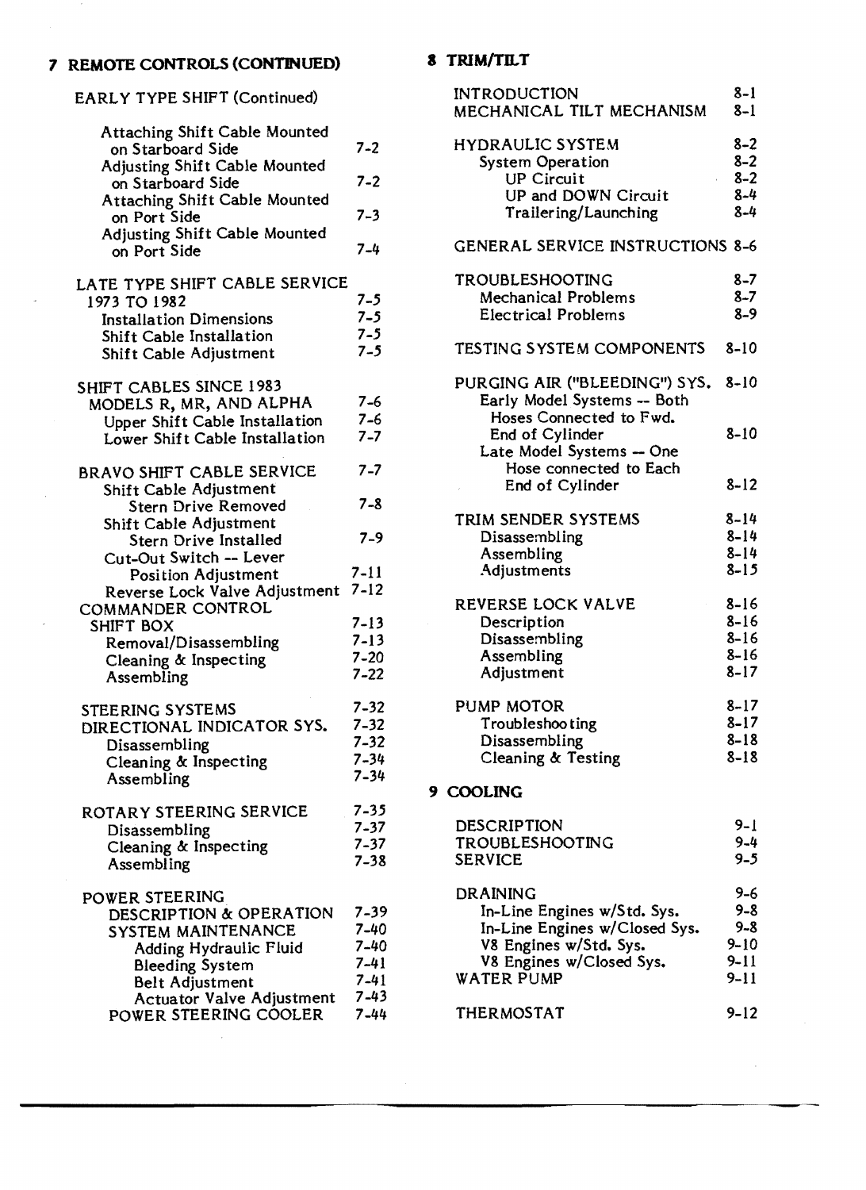## 7 REMOTE CONTROLS (CONTINUED)

EARLY TYPE SHIFT (Continued)

| | |
|---|---|
| Attaching Shift Cable Mounted on Starboard Side | 7-2 |
| Adjusting Shift Cable Mounted on Starboard Side | 7-2 |
| Attaching Shift Cable Mounted on Port Side | 7-3 |
| Adjusting Shift Cable Mounted on Port Side | 7-4 |
| | |
| LATE TYPE SHIFT CABLE SERVICE 1973 TO 1982 | 7-5 |
| Installation Dimensions | 7-5 |
| Shift Cable Installation | 7-5 |
| Shift Cable Adjustment | 7-5 |
| | |
| SHIFT CABLES SINCE 1983 MODELS R, MR, AND ALPHA | 7-6 |
| Upper Shift Cable Installation | 7-6 |
| Lower Shift Cable Installation | 7-7 |
| | |
| BRAVO SHIFT CABLE SERVICE | 7-7 |
| Shift Cable Adjustment Stern Drive Removed | 7-8 |
| Shift Cable Adjustment Stern Drive Installed | 7-9 |
| Cut-Out Switch -- Lever Position Adjustment | 7-11 |
| Reverse Lock Valve Adjustment | 7-12 |
| COMMANDER CONTROL SHIFT BOX | 7-13 |
| Removal/Disassembling | 7-13 |
| Cleaning & Inspecting | 7-20 |
| Assembling | 7-22 |
| | |
| STEERING SYSTEMS | 7-32 |
| DIRECTIONAL INDICATOR SYS. | 7-32 |
| Disassembling | 7-32 |
| Cleaning & Inspecting | 7-34 |
| Assembling | 7-34 |
| | |
| ROTARY STEERING SERVICE | 7-35 |
| Disassembling | 7-37 |
| Cleaning & Inspecting | 7-37 |
| Assembling | 7-38 |
| | |
| POWER STEERING DESCRIPTION & OPERATION | 7-39 |
| SYSTEM MAINTENANCE | 7-40 |
| Adding Hydraulic Fluid | 7-40 |
| Bleeding System | 7-41 |
| Belt Adjustment | 7-41 |
| Actuator Valve Adjustment | 7-43 |
| POWER STEERING COOLER | 7-44 |

## 8 TRIM/TILT

| | |
|---|---|
| INTRODUCTION | 8-1 |
| MECHANICAL TILT MECHANISM | 8-1 |
| | |
| HYDRAULIC SYSTEM | 8-2 |
| System Operation | 8-2 |
| UP Circuit | 8-2 |
| UP and DOWN Circuit | 8-4 |
| Trailering/Launching | 8-4 |
| | |
| GENERAL SERVICE INSTRUCTIONS | 8-6 |
| | |
| TROUBLESHOOTING | 8-7 |
| Mechanical Problems | 8-7 |
| Electrical Problems | 8-9 |
| | |
| TESTING SYSTEM COMPONENTS | 8-10 |
| | |
| PURGING AIR ("BLEEDING") SYS. | 8-10 |
| Early Model Systems -- Both Hoses Connected to Fwd. End of Cylinder | 8-10 |
| Late Model Systems -- One Hose connected to Each End of Cylinder | 8-12 |
| | |
| TRIM SENDER SYSTEMS | 8-14 |
| Disassembling | 8-14 |
| Assembling | 8-14 |
| Adjustments | 8-15 |
| | |
| REVERSE LOCK VALVE | 8-16 |
| Description | 8-16 |
| Disassembling | 8-16 |
| Assembling | 8-16 |
| Adjustment | 8-17 |
| | |
| PUMP MOTOR | 8-17 |
| Troubleshooting | 8-17 |
| Disassembling | 8-18 |
| Cleaning & Testing | 8-18 |

## 9 COOLING

| | |
|---|---|
| DESCRIPTION | 9-1 |
| TROUBLESHOOTING | 9-4 |
| SERVICE | 9-5 |
| | |
| DRAINING | 9-6 |
| In-Line Engines w/Std. Sys. | 9-8 |
| In-Line Engines w/Closed Sys. | 9-8 |
| V8 Engines w/Std. Sys. | 9-10 |
| V8 Engines w/Closed Sys. | 9-11 |
| WATER PUMP | 9-11 |
| | |
| THERMOSTAT | 9-12 |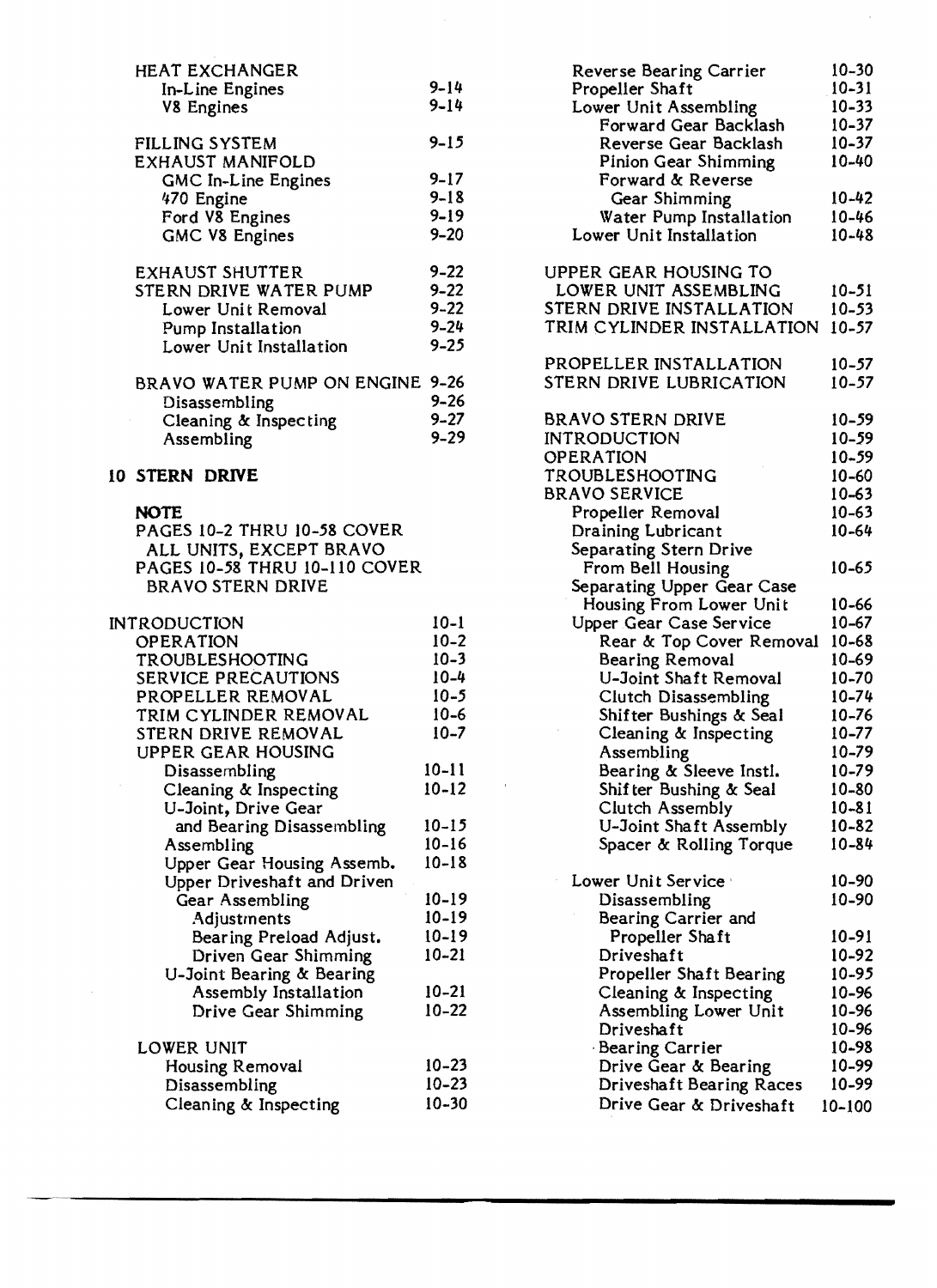HEAT EXCHANGER
- In-Line Engines 9-14
- V8 Engines 9-14

FILLING SYSTEM 9-15

EXHAUST MANIFOLD
- GMC In-Line Engines 9-17
- 470 Engine 9-18
- Ford V8 Engines 9-19
- GMC V8 Engines 9-20

EXHAUST SHUTTER 9-22

STERN DRIVE WATER PUMP 9-22
- Lower Unit Removal 9-22
- Pump Installation 9-24
- Lower Unit Installation 9-25

BRAVO WATER PUMP ON ENGINE 9-26
- Disassembling 9-26
- Cleaning & Inspecting 9-27
- Assembling 9-29

## 10 STERN DRIVE

**NOTE**
PAGES 10-2 THRU 10-58 COVER ALL UNITS, EXCEPT BRAVO
PAGES 10-58 THRU 10-110 COVER BRAVO STERN DRIVE

INTRODUCTION 10-1
- OPERATION 10-2
- TROUBLESHOOTING 10-3
- SERVICE PRECAUTIONS 10-4
- PROPELLER REMOVAL 10-5
- TRIM CYLINDER REMOVAL 10-6
- STERN DRIVE REMOVAL 10-7
- UPPER GEAR HOUSING
  - Disassembling 10-11
  - Cleaning & Inspecting 10-12
  - U-Joint, Drive Gear and Bearing Disassembling 10-15
  - Assembling 10-16
  - Upper Gear Housing Assemb. 10-18
  - Upper Driveshaft and Driven Gear Assembling 10-19
    - Adjustments 10-19
    - Bearing Preload Adjust. 10-19
    - Driven Gear Shimming 10-21
  - U-Joint Bearing & Bearing Assembly Installation 10-21
    - Drive Gear Shimming 10-22
- LOWER UNIT
  - Housing Removal 10-23
  - Disassembling 10-23
  - Cleaning & Inspecting 10-30
  - Reverse Bearing Carrier 10-30
  - Propeller Shaft 10-31
  - Lower Unit Assembling 10-33
    - Forward Gear Backlash 10-37
    - Reverse Gear Backlash 10-37
    - Pinion Gear Shimming 10-40
    - Forward & Reverse Gear Shimming 10-42
    - Water Pump Installation 10-46
  - Lower Unit Installation 10-48

UPPER GEAR HOUSING TO LOWER UNIT ASSEMBLING 10-51

STERN DRIVE INSTALLATION 10-53

TRIM CYLINDER INSTALLATION 10-57

PROPELLER INSTALLATION 10-57

STERN DRIVE LUBRICATION 10-57

BRAVO STERN DRIVE 10-59

INTRODUCTION 10-59

OPERATION 10-59

TROUBLESHOOTING 10-60

BRAVO SERVICE 10-63
- Propeller Removal 10-63
- Draining Lubricant 10-64
- Separating Stern Drive From Bell Housing 10-65
- Separating Upper Gear Case Housing From Lower Unit 10-66
- Upper Gear Case Service 10-67
  - Rear & Top Cover Removal 10-68
  - Bearing Removal 10-69
  - U-Joint Shaft Removal 10-70
  - Clutch Disassembling 10-74
  - Shifter Bushings & Seal 10-76
  - Cleaning & Inspecting 10-77
  - Assembling 10-79
  - Bearing & Sleeve Instl. 10-79
  - Shifter Bushing & Seal 10-80
  - Clutch Assembly 10-81
  - U-Joint Shaft Assembly 10-82
  - Spacer & Rolling Torque 10-84
- Lower Unit Service 10-90
  - Disassembling 10-90
  - Bearing Carrier and Propeller Shaft 10-91
  - Driveshaft 10-92
  - Propeller Shaft Bearing 10-95
  - Cleaning & Inspecting 10-96
  - Assembling Lower Unit 10-96
  - Driveshaft 10-96
  - Bearing Carrier 10-98
  - Drive Gear & Bearing 10-99
  - Driveshaft Bearing Races 10-99
  - Drive Gear & Driveshaft 10-100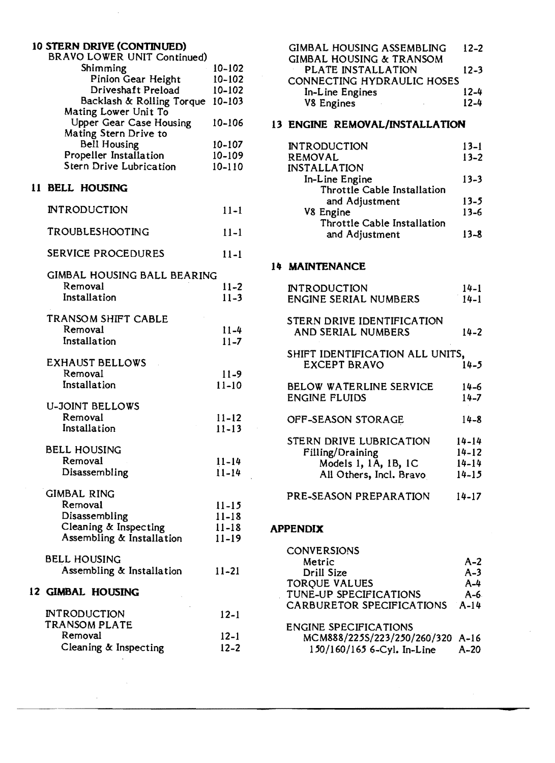## 10 STERN DRIVE (CONTINUED)

BRAVO LOWER UNIT Continued)

- Shimming 10-102
  - Pinion Gear Height 10-102
  - Driveshaft Preload 10-102
  - Backlash & Rolling Torque 10-103
- Mating Lower Unit To Upper Gear Case Housing 10-106
- Mating Stern Drive to Bell Housing 10-107
- Propeller Installation 10-109
- Stern Drive Lubrication 10-110

## 11 BELL HOUSING

INTRODUCTION 11-1

TROUBLESHOOTING 11-1

SERVICE PROCEDURES 11-1

GIMBAL HOUSING BALL BEARING
- Removal 11-2
- Installation 11-3

TRANSOM SHIFT CABLE
- Removal 11-4
- Installation 11-7

EXHAUST BELLOWS
- Removal 11-9
- Installation 11-10

U-JOINT BELLOWS
- Removal 11-12
- Installation 11-13

BELL HOUSING
- Removal 11-14
- Disassembling 11-14

GIMBAL RING
- Removal 11-15
- Disassembling 11-18
- Cleaning & Inspecting 11-18
- Assembling & Installation 11-19

BELL HOUSING
- Assembling & Installation 11-21

## 12 GIMBAL HOUSING

INTRODUCTION 12-1

TRANSOM PLATE
- Removal 12-1
- Cleaning & Inspecting 12-2

GIMBAL HOUSING ASSEMBLING 12-2

GIMBAL HOUSING & TRANSOM PLATE INSTALLATION 12-3

CONNECTING HYDRAULIC HOSES
- In-Line Engines 12-4
- V8 Engines 12-4

## 13 ENGINE REMOVAL/INSTALLATION

INTRODUCTION 13-1

REMOVAL 13-2

INSTALLATION
- In-Line Engine 13-3
  - Throttle Cable Installation and Adjustment 13-5
- V8 Engine 13-6
  - Throttle Cable Installation and Adjustment 13-8

## 14 MAINTENANCE

INTRODUCTION 14-1

ENGINE SERIAL NUMBERS 14-1

STERN DRIVE IDENTIFICATION AND SERIAL NUMBERS 14-2

SHIFT IDENTIFICATION ALL UNITS, EXCEPT BRAVO 14-5

BELOW WATERLINE SERVICE 14-6

ENGINE FLUIDS 14-7

OFF-SEASON STORAGE 14-8

STERN DRIVE LUBRICATION 14-14
- Filling/Draining 14-12
  - Models 1, 1A, 1B, 1C 14-14
  - All Others, Incl. Bravo 14-15

PRE-SEASON PREPARATION 14-17

## APPENDIX

CONVERSIONS
- Metric A-2
- Drill Size A-3

TORQUE VALUES A-4

TUNE-UP SPECIFICATIONS A-6

CARBURETOR SPECIFICATIONS A-14

ENGINE SPECIFICATIONS
- MCM888/225S/223/250/260/320 A-16
- 150/160/165 6-Cyl. In-Line A-20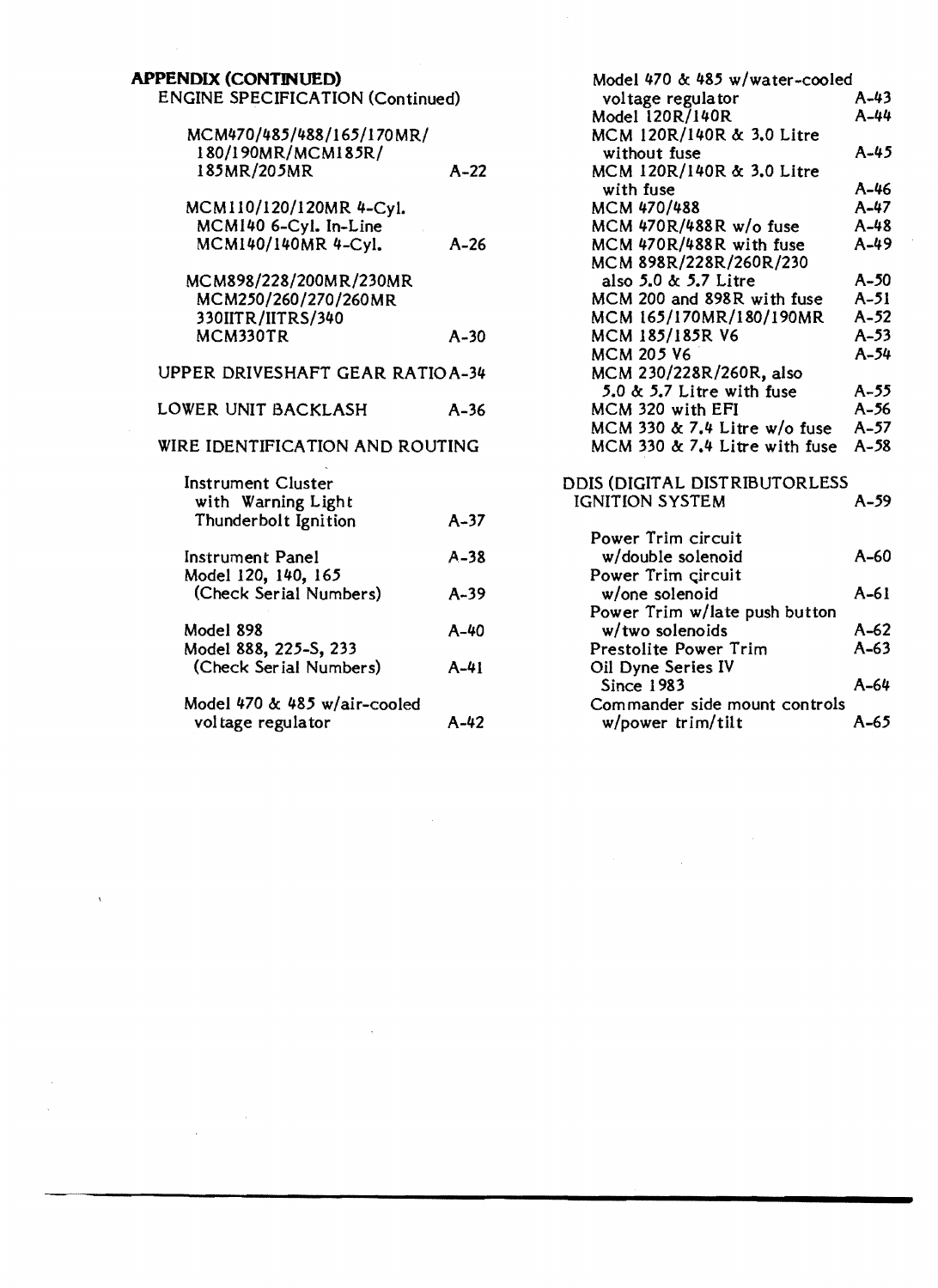**APPENDIX (CONTINUED)**

ENGINE SPECIFICATION (Continued)

| | |
|---|---|
| MCM470/485/488/165/170MR/180/190MR/MCM185R/185MR/205MR | A-22 |
| MCM110/120/120MR 4-Cyl. MCM140 6-Cyl. In-Line MCM140/140MR 4-Cyl. | A-26 |
| MCM898/228/200MR/230MR MCM250/260/270/260MR 330IITR/IITRS/340 MCM330TR | A-30 |

| | |
|---|---|
| UPPER DRIVESHAFT GEAR RATIO | A-34 |
| LOWER UNIT BACKLASH | A-36 |

WIRE IDENTIFICATION AND ROUTING

| | |
|---|---|
| Instrument Cluster with Warning Light Thunderbolt Ignition | A-37 |
| Instrument Panel | A-38 |
| Model 120, 140, 165 (Check Serial Numbers) | A-39 |
| Model 898 | A-40 |
| Model 888, 225-S, 233 (Check Serial Numbers) | A-41 |
| Model 470 & 485 w/air-cooled voltage regulator | A-42 |
| Model 470 & 485 w/water-cooled voltage regulator | A-43 |
| Model 120R/140R | A-44 |
| MCM 120R/140R & 3.0 Litre without fuse | A-45 |
| MCM 120R/140R & 3.0 Litre with fuse | A-46 |
| MCM 470/488 | A-47 |
| MCM 470R/488R w/o fuse | A-48 |
| MCM 470R/488R with fuse | A-49 |
| MCM 898R/228R/260R/230 also 5.0 & 5.7 Litre | A-50 |
| MCM 200 and 898R with fuse | A-51 |
| MCM 165/170MR/180/190MR | A-52 |
| MCM 185/185R V6 | A-53 |
| MCM 205 V6 | A-54 |
| MCM 230/228R/260R, also 5.0 & 5.7 Litre with fuse | A-55 |
| MCM 320 with EFI | A-56 |
| MCM 330 & 7.4 Litre w/o fuse | A-57 |
| MCM 330 & 7.4 Litre with fuse | A-58 |

| | |
|---|---|
| DDIS (DIGITAL DISTRIBUTORLESS IGNITION SYSTEM | A-59 |
| Power Trim circuit w/double solenoid | A-60 |
| Power Trim circuit w/one solenoid | A-61 |
| Power Trim w/late push button w/two solenoids | A-62 |
| Prestolite Power Trim | A-63 |
| Oil Dyne Series IV Since 1983 | A-64 |
| Commander side mount controls w/power trim/tilt | A-65 |